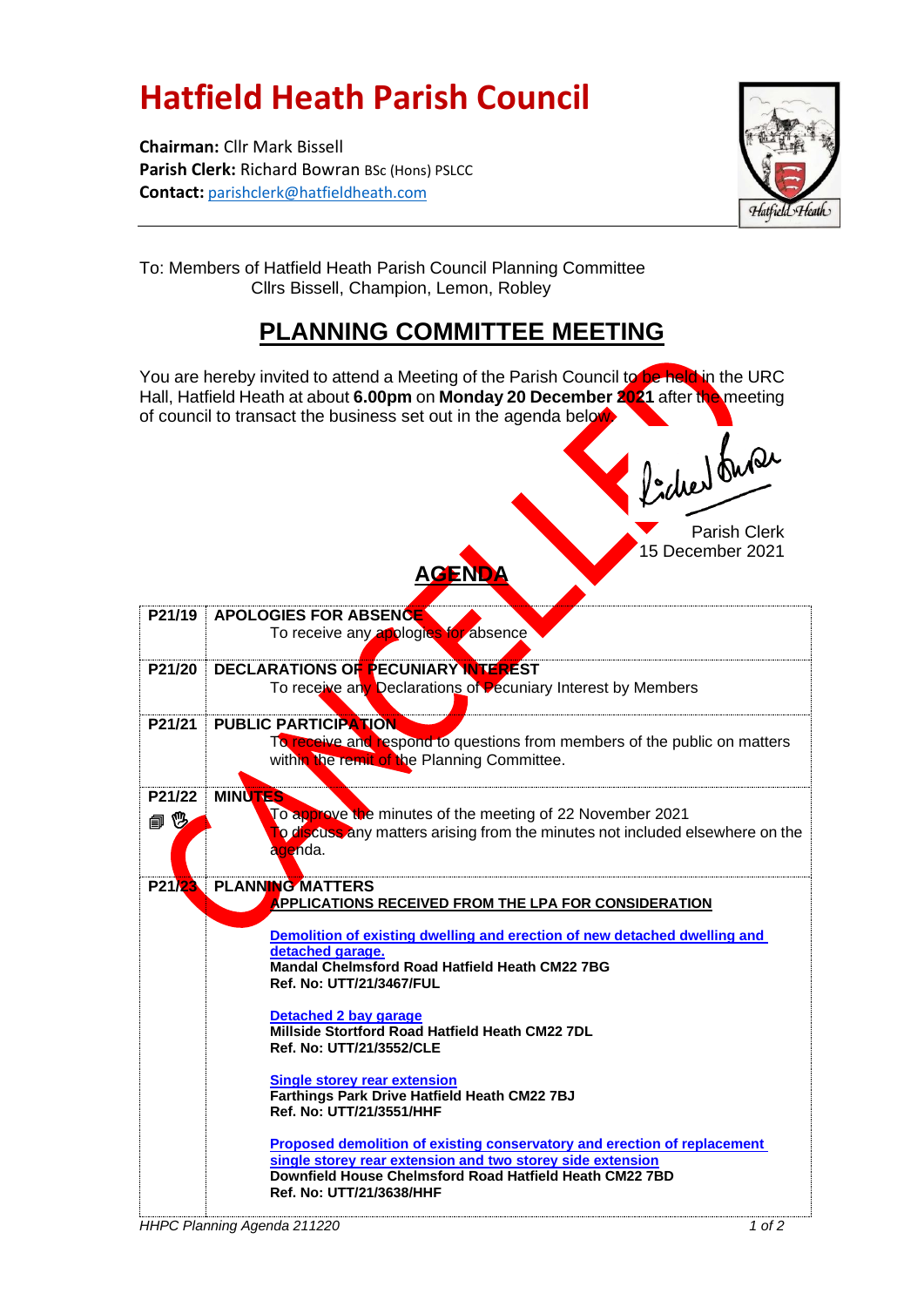# Hatfield Heath Parish Council

**Chairman:** Cllr Mark Bissell
**Parish Clerk:** Richard Bowran BSc (Hons) PSLCC
**Contact:** parishclerk@hatfieldheath.com

To: Members of Hatfield Heath Parish Council Planning Committee
Cllrs Bissell, Champion, Lemon, Robley

## PLANNING COMMITTEE MEETING

CANCELLED

You are hereby invited to attend a Meeting of the Parish Council to be held in the URC Hall, Hatfield Heath at about **6.00pm** on **Monday 20 December 2021** after the meeting of council to transact the business set out in the agenda below.

Parish Clerk
15 December 2021

## AGENDA

| | |
|---|---|
| **P21/19** | **APOLOGIES FOR ABSENCE**<br>To receive any apologies for absence |
| **P21/20** | **DECLARATIONS OF PECUNIARY INTEREST**<br>To receive any Declarations of Pecuniary Interest by Members |
| **P21/21** | **PUBLIC PARTICIPATION**<br>To receive and respond to questions from members of the public on matters within the remit of the Planning Committee. |
| **P21/22** | **MINUTES**<br>To approve the minutes of the meeting of 22 November 2021<br>To discuss any matters arising from the minutes not included elsewhere on the agenda. |
| **P21/23** | **PLANNING MATTERS**<br>**APPLICATIONS RECEIVED FROM THE LPA FOR CONSIDERATION**<br><br>**Demolition of existing dwelling and erection of new detached dwelling and detached garage.**<br>**Mandal Chelmsford Road Hatfield Heath CM22 7BG**<br>**Ref. No: UTT/21/3467/FUL**<br><br>**Detached 2 bay garage**<br>**Millside Stortford Road Hatfield Heath CM22 7DL**<br>**Ref. No: UTT/21/3552/CLE**<br><br>**Single storey rear extension**<br>**Farthings Park Drive Hatfield Heath CM22 7BJ**<br>**Ref. No: UTT/21/3551/HHF**<br><br>**Proposed demolition of existing conservatory and erection of replacement single storey rear extension and two storey side extension**<br>**Downfield House Chelmsford Road Hatfield Heath CM22 7BD**<br>**Ref. No: UTT/21/3638/HHF** |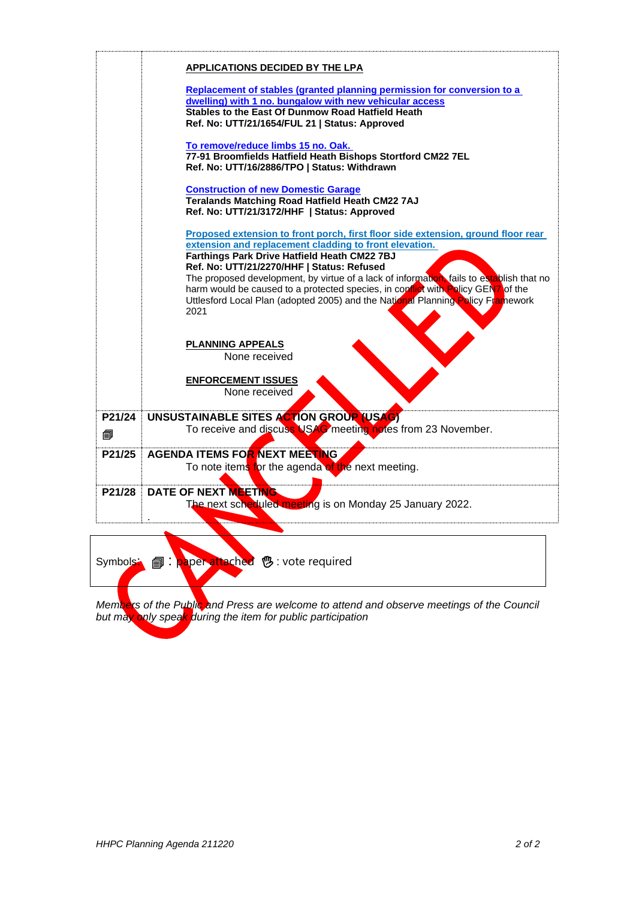| | |
|---|---|
| | **APPLICATIONS DECIDED BY THE LPA**<br><br>**Replacement of stables (granted planning permission for conversion to a dwelling) with 1 no. bungalow with new vehicular access**<br>**Stables to the East Of Dunmow Road Hatfield Heath**<br>**Ref. No: UTT/21/1654/FUL 21 \| Status: Approved**<br><br>**To remove/reduce limbs 15 no. Oak.**<br>**77-91 Broomfields Hatfield Heath Bishops Stortford CM22 7EL**<br>**Ref. No: UTT/16/2886/TPO \| Status: Withdrawn**<br><br>**Construction of new Domestic Garage**<br>**Teralands Matching Road Hatfield Heath CM22 7AJ**<br>**Ref. No: UTT/21/3172/HHF \| Status: Approved**<br><br>**Proposed extension to front porch, first floor side extension, ground floor rear extension and replacement cladding to front elevation.**<br>**Farthings Park Drive Hatfield Heath CM22 7BJ**<br>**Ref. No: UTT/21/2270/HHF \| Status: Refused**<br>The proposed development, by virtue of a lack of information, fails to establish that no harm would be caused to a protected species, in conflict with Policy GEN7 of the Uttlesford Local Plan (adopted 2005) and the National Planning Policy Framework 2021<br><br>**PLANNING APPEALS**<br>None received<br><br>**ENFORCEMENT ISSUES**<br>None received |
| P21/24 🗐 | **UNSUSTAINABLE SITES ACTION GROUP (USAG)**<br>To receive and discuss USAG meeting notes from 23 November. |
| P21/25 | **AGENDA ITEMS FOR NEXT MEETING**<br>To note items for the agenda of the next meeting. |
| P21/28 | **DATE OF NEXT MEETING**<br>The next scheduled meeting is on Monday 25 January 2022. |

CANCELLED

Symbols: 🗐 : paper attached ✋ : vote required

*Members of the Public and Press are welcome to attend and observe meetings of the Council but may only speak during the item for public participation*